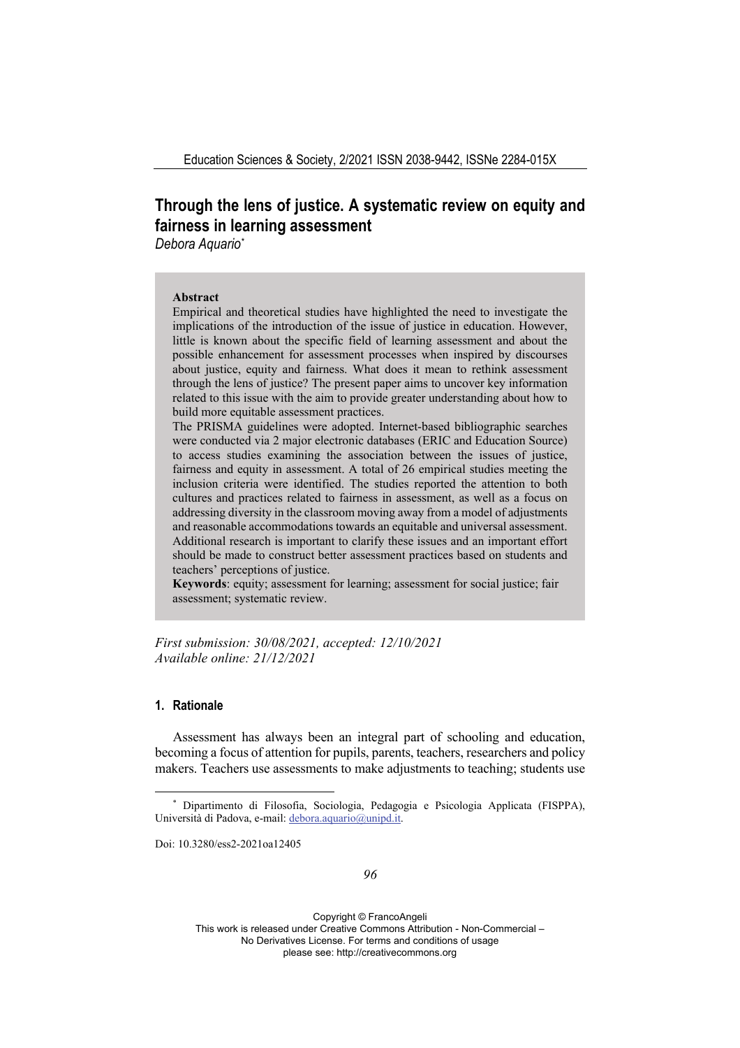# Through the lens of justice. A systematic review on equity and fairness in learning assessment

*Debora Aquario*[*]

**Abstract**

Empirical and theoretical studies have highlighted the need to investigate the implications of the introduction of the issue of justice in education. However, little is known about the specific field of learning assessment and about the possible enhancement for assessment processes when inspired by discourses about justice, equity and fairness. What does it mean to rethink assessment through the lens of justice? The present paper aims to uncover key information related to this issue with the aim to provide greater understanding about how to build more equitable assessment practices.

The PRISMA guidelines were adopted. Internet-based bibliographic searches were conducted via 2 major electronic databases (ERIC and Education Source) to access studies examining the association between the issues of justice, fairness and equity in assessment. A total of 26 empirical studies meeting the inclusion criteria were identified. The studies reported the attention to both cultures and practices related to fairness in assessment, as well as a focus on addressing diversity in the classroom moving away from a model of adjustments and reasonable accommodations towards an equitable and universal assessment. Additional research is important to clarify these issues and an important effort should be made to construct better assessment practices based on students and teachers' perceptions of justice.

**Keywords**: equity; assessment for learning; assessment for social justice; fair assessment; systematic review.

*First submission: 30/08/2021, accepted: 12/10/2021*
*Available online: 21/12/2021*

## 1. Rationale

Assessment has always been an integral part of schooling and education, becoming a focus of attention for pupils, parents, teachers, researchers and policy makers. Teachers use assessments to make adjustments to teaching; students use

[*] Dipartimento di Filosofia, Sociologia, Pedagogia e Psicologia Applicata (FISPPA), Università di Padova, e-mail: debora.aquario@unipd.it.

Doi: 10.3280/ess2-2021oa12405

Copyright © FrancoAngeli
This work is released under Creative Commons Attribution - Non-Commercial – No Derivatives License. For terms and conditions of usage please see: http://creativecommons.org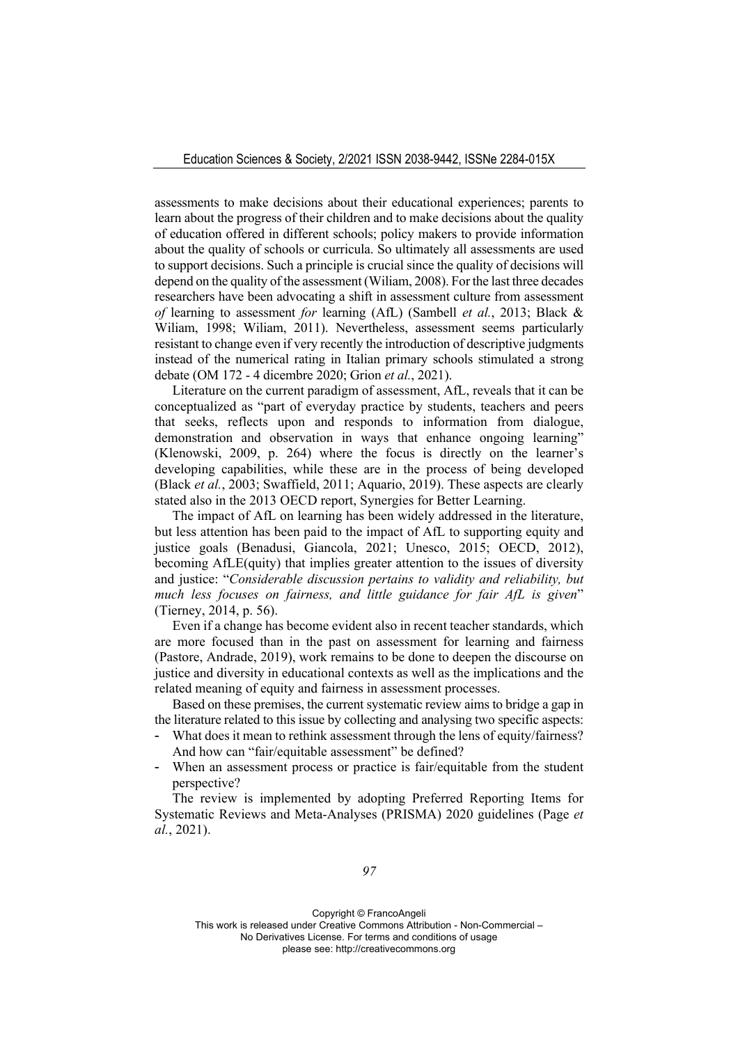assessments to make decisions about their educational experiences; parents to learn about the progress of their children and to make decisions about the quality of education offered in different schools; policy makers to provide information about the quality of schools or curricula. So ultimately all assessments are used to support decisions. Such a principle is crucial since the quality of decisions will depend on the quality of the assessment (Wiliam, 2008). For the last three decades researchers have been advocating a shift in assessment culture from assessment *of* learning to assessment *for* learning (AfL) (Sambell *et al.*, 2013; Black & Wiliam, 1998; Wiliam, 2011). Nevertheless, assessment seems particularly resistant to change even if very recently the introduction of descriptive judgments instead of the numerical rating in Italian primary schools stimulated a strong debate (OM 172 - 4 dicembre 2020; Grion *et al.*, 2021).

Literature on the current paradigm of assessment, AfL, reveals that it can be conceptualized as "part of everyday practice by students, teachers and peers that seeks, reflects upon and responds to information from dialogue, demonstration and observation in ways that enhance ongoing learning" (Klenowski, 2009, p. 264) where the focus is directly on the learner's developing capabilities, while these are in the process of being developed (Black *et al.*, 2003; Swaffield, 2011; Aquario, 2019). These aspects are clearly stated also in the 2013 OECD report, Synergies for Better Learning.

The impact of AfL on learning has been widely addressed in the literature, but less attention has been paid to the impact of AfL to supporting equity and justice goals (Benadusi, Giancola, 2021; Unesco, 2015; OECD, 2012), becoming AfLE(quity) that implies greater attention to the issues of diversity and justice: "*Considerable discussion pertains to validity and reliability, but much less focuses on fairness, and little guidance for fair AfL is given*" (Tierney, 2014, p. 56).

Even if a change has become evident also in recent teacher standards, which are more focused than in the past on assessment for learning and fairness (Pastore, Andrade, 2019), work remains to be done to deepen the discourse on justice and diversity in educational contexts as well as the implications and the related meaning of equity and fairness in assessment processes.

Based on these premises, the current systematic review aims to bridge a gap in the literature related to this issue by collecting and analysing two specific aspects:

- What does it mean to rethink assessment through the lens of equity/fairness? And how can "fair/equitable assessment" be defined?
- When an assessment process or practice is fair/equitable from the student perspective?

The review is implemented by adopting Preferred Reporting Items for Systematic Reviews and Meta-Analyses (PRISMA) 2020 guidelines (Page *et al.*, 2021).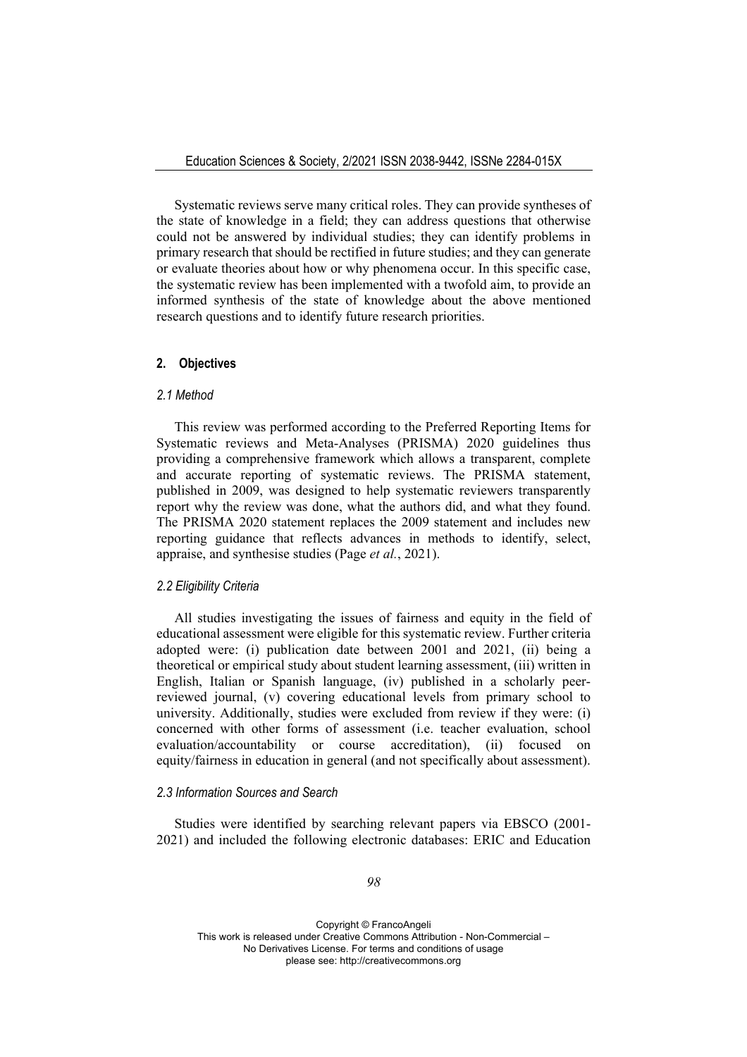Systematic reviews serve many critical roles. They can provide syntheses of the state of knowledge in a field; they can address questions that otherwise could not be answered by individual studies; they can identify problems in primary research that should be rectified in future studies; and they can generate or evaluate theories about how or why phenomena occur. In this specific case, the systematic review has been implemented with a twofold aim, to provide an informed synthesis of the state of knowledge about the above mentioned research questions and to identify future research priorities.

## 2. Objectives

### *2.1 Method*

This review was performed according to the Preferred Reporting Items for Systematic reviews and Meta-Analyses (PRISMA) 2020 guidelines thus providing a comprehensive framework which allows a transparent, complete and accurate reporting of systematic reviews. The PRISMA statement, published in 2009, was designed to help systematic reviewers transparently report why the review was done, what the authors did, and what they found. The PRISMA 2020 statement replaces the 2009 statement and includes new reporting guidance that reflects advances in methods to identify, select, appraise, and synthesise studies (Page *et al.*, 2021).

### *2.2 Eligibility Criteria*

All studies investigating the issues of fairness and equity in the field of educational assessment were eligible for this systematic review. Further criteria adopted were: (i) publication date between 2001 and 2021, (ii) being a theoretical or empirical study about student learning assessment, (iii) written in English, Italian or Spanish language, (iv) published in a scholarly peer-reviewed journal, (v) covering educational levels from primary school to university. Additionally, studies were excluded from review if they were: (i) concerned with other forms of assessment (i.e. teacher evaluation, school evaluation/accountability or course accreditation), (ii) focused on equity/fairness in education in general (and not specifically about assessment).

### *2.3 Information Sources and Search*

Studies were identified by searching relevant papers via EBSCO (2001-2021) and included the following electronic databases: ERIC and Education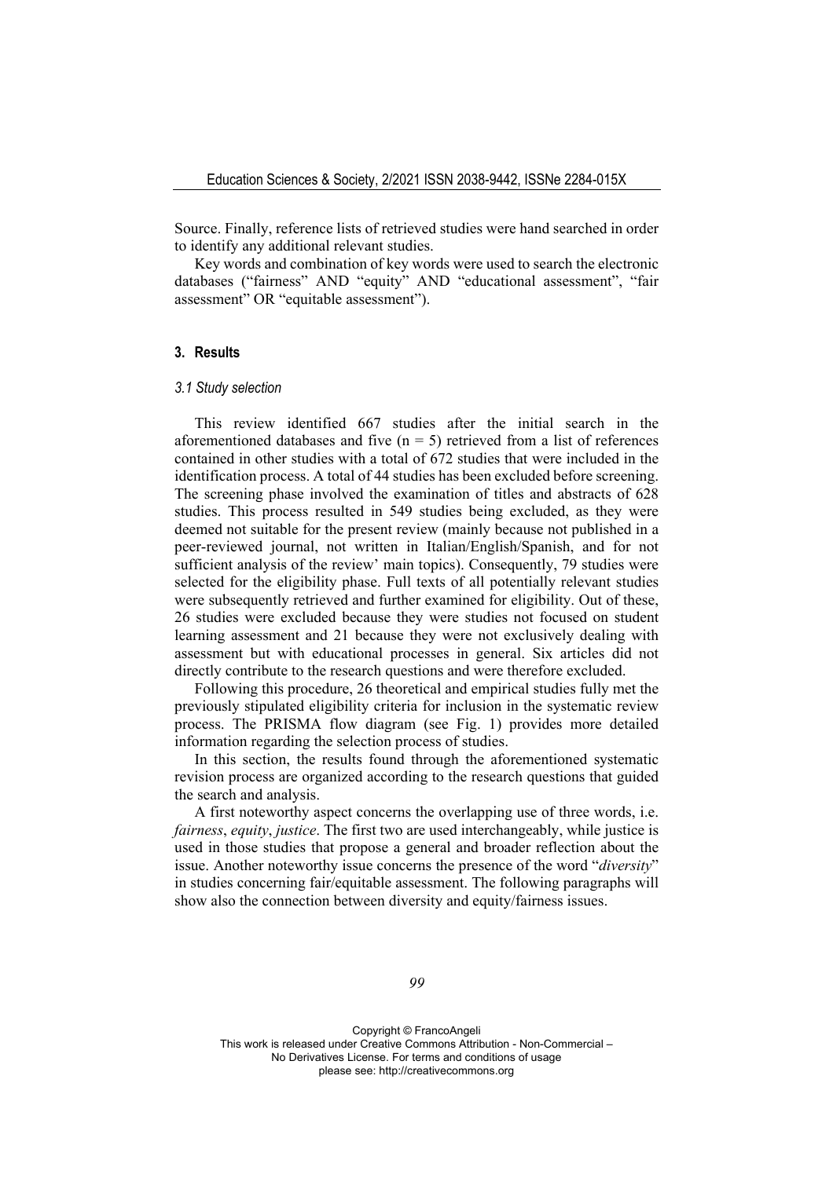Source. Finally, reference lists of retrieved studies were hand searched in order to identify any additional relevant studies.

Key words and combination of key words were used to search the electronic databases ("fairness" AND "equity" AND "educational assessment", "fair assessment" OR "equitable assessment").

## 3. Results

### 3.1 Study selection

This review identified 667 studies after the initial search in the aforementioned databases and five ($n = 5$) retrieved from a list of references contained in other studies with a total of 672 studies that were included in the identification process. A total of 44 studies has been excluded before screening. The screening phase involved the examination of titles and abstracts of 628 studies. This process resulted in 549 studies being excluded, as they were deemed not suitable for the present review (mainly because not published in a peer-reviewed journal, not written in Italian/English/Spanish, and for not sufficient analysis of the review' main topics). Consequently, 79 studies were selected for the eligibility phase. Full texts of all potentially relevant studies were subsequently retrieved and further examined for eligibility. Out of these, 26 studies were excluded because they were studies not focused on student learning assessment and 21 because they were not exclusively dealing with assessment but with educational processes in general. Six articles did not directly contribute to the research questions and were therefore excluded.

Following this procedure, 26 theoretical and empirical studies fully met the previously stipulated eligibility criteria for inclusion in the systematic review process. The PRISMA flow diagram (see Fig. 1) provides more detailed information regarding the selection process of studies.

In this section, the results found through the aforementioned systematic revision process are organized according to the research questions that guided the search and analysis.

A first noteworthy aspect concerns the overlapping use of three words, i.e. *fairness*, *equity*, *justice*. The first two are used interchangeably, while justice is used in those studies that propose a general and broader reflection about the issue. Another noteworthy issue concerns the presence of the word "*diversity*" in studies concerning fair/equitable assessment. The following paragraphs will show also the connection between diversity and equity/fairness issues.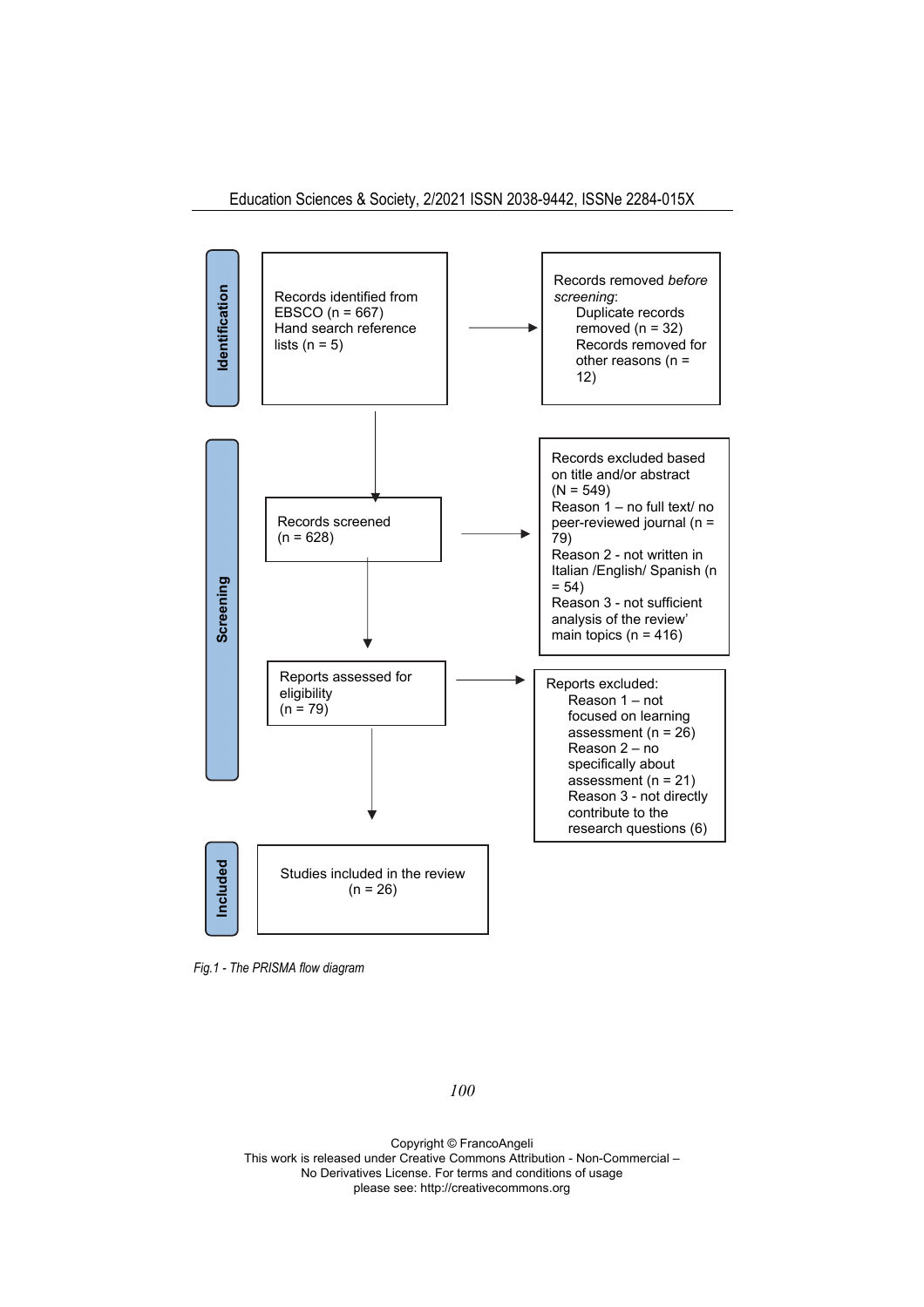**Identification**

Records identified from EBSCO (n = 667)
Hand search reference lists (n = 5)

→ Records removed *before screening*:
- Duplicate records removed (n = 32)
- Records removed for other reasons (n = 12)

**Screening**

Records screened (n = 628)

→ Records excluded based on title and/or abstract (N = 549)
Reason 1 – no full text/ no peer-reviewed journal (n = 79)
Reason 2 - not written in Italian /English/ Spanish (n = 54)
Reason 3 - not sufficient analysis of the review' main topics (n = 416)

Reports assessed for eligibility (n = 79)

→ Reports excluded:
- Reason 1 – not focused on learning assessment (n = 26)
- Reason 2 – no specifically about assessment (n = 21)
- Reason 3 - not directly contribute to the research questions (6)

**Included**

Studies included in the review (n = 26)

*Fig.1 - The PRISMA flow diagram*

Copyright © FrancoAngeli
This work is released under Creative Commons Attribution - Non-Commercial – No Derivatives License. For terms and conditions of usage please see: http://creativecommons.org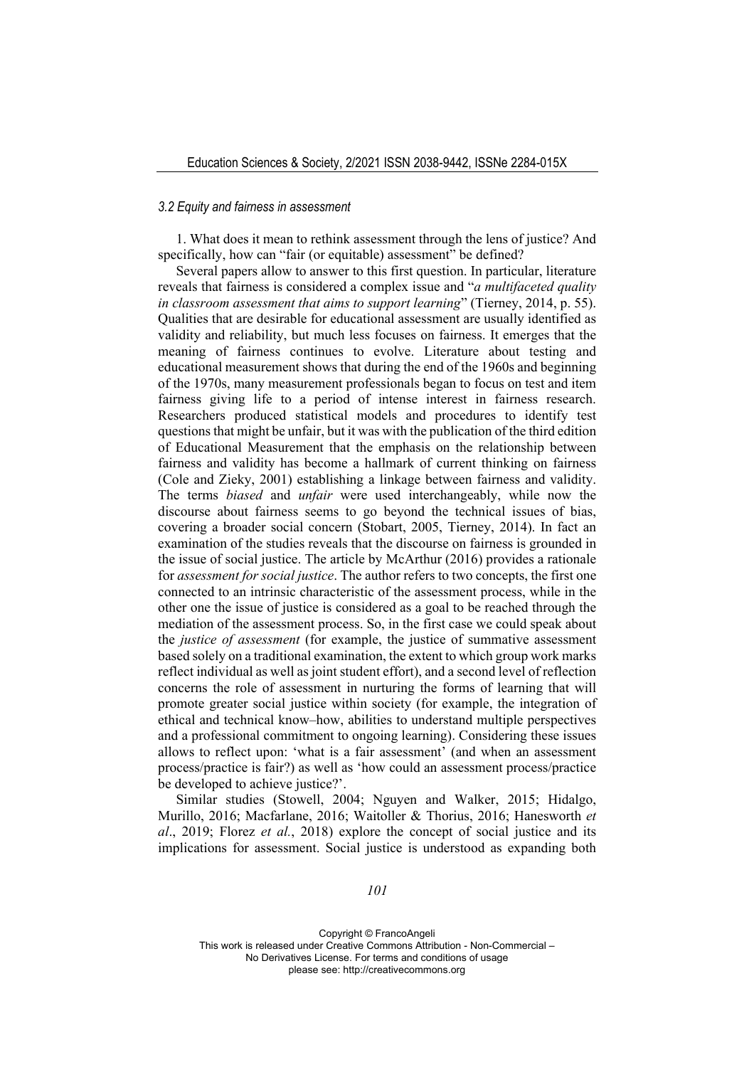### *3.2 Equity and fairness in assessment*

1. What does it mean to rethink assessment through the lens of justice? And specifically, how can "fair (or equitable) assessment" be defined?

Several papers allow to answer to this first question. In particular, literature reveals that fairness is considered a complex issue and "*a multifaceted quality in classroom assessment that aims to support learning*" (Tierney, 2014, p. 55). Qualities that are desirable for educational assessment are usually identified as validity and reliability, but much less focuses on fairness. It emerges that the meaning of fairness continues to evolve. Literature about testing and educational measurement shows that during the end of the 1960s and beginning of the 1970s, many measurement professionals began to focus on test and item fairness giving life to a period of intense interest in fairness research. Researchers produced statistical models and procedures to identify test questions that might be unfair, but it was with the publication of the third edition of Educational Measurement that the emphasis on the relationship between fairness and validity has become a hallmark of current thinking on fairness (Cole and Zieky, 2001) establishing a linkage between fairness and validity. The terms *biased* and *unfair* were used interchangeably, while now the discourse about fairness seems to go beyond the technical issues of bias, covering a broader social concern (Stobart, 2005, Tierney, 2014). In fact an examination of the studies reveals that the discourse on fairness is grounded in the issue of social justice. The article by McArthur (2016) provides a rationale for *assessment for social justice*. The author refers to two concepts, the first one connected to an intrinsic characteristic of the assessment process, while in the other one the issue of justice is considered as a goal to be reached through the mediation of the assessment process. So, in the first case we could speak about the *justice of assessment* (for example, the justice of summative assessment based solely on a traditional examination, the extent to which group work marks reflect individual as well as joint student effort), and a second level of reflection concerns the role of assessment in nurturing the forms of learning that will promote greater social justice within society (for example, the integration of ethical and technical know–how, abilities to understand multiple perspectives and a professional commitment to ongoing learning). Considering these issues allows to reflect upon: 'what is a fair assessment' (and when an assessment process/practice is fair?) as well as 'how could an assessment process/practice be developed to achieve justice?'.

Similar studies (Stowell, 2004; Nguyen and Walker, 2015; Hidalgo, Murillo, 2016; Macfarlane, 2016; Waitoller & Thorius, 2016; Hanesworth *et al*., 2019; Florez *et al.*, 2018) explore the concept of social justice and its implications for assessment. Social justice is understood as expanding both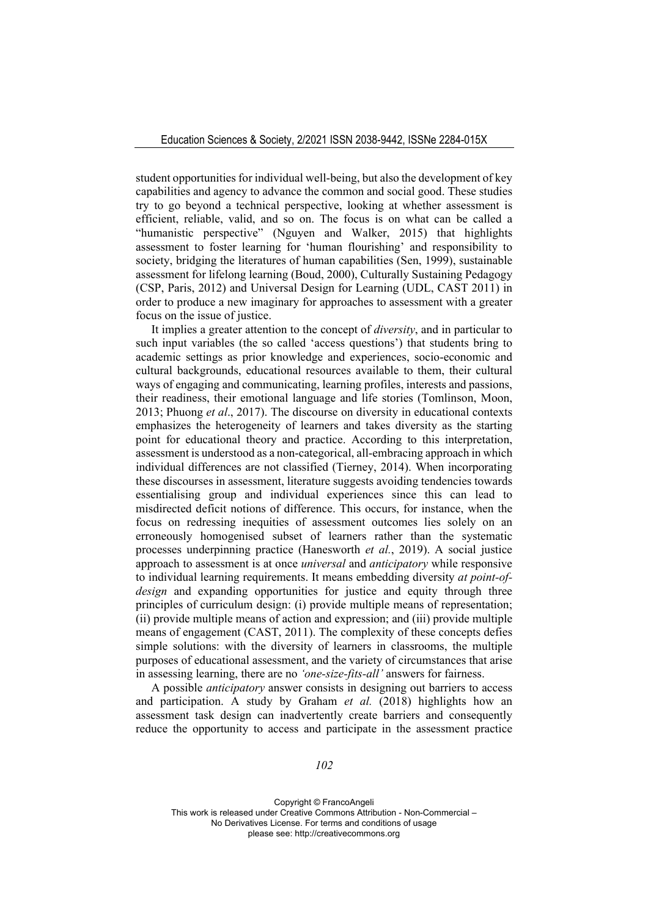student opportunities for individual well-being, but also the development of key capabilities and agency to advance the common and social good. These studies try to go beyond a technical perspective, looking at whether assessment is efficient, reliable, valid, and so on. The focus is on what can be called a "humanistic perspective" (Nguyen and Walker, 2015) that highlights assessment to foster learning for 'human flourishing' and responsibility to society, bridging the literatures of human capabilities (Sen, 1999), sustainable assessment for lifelong learning (Boud, 2000), Culturally Sustaining Pedagogy (CSP, Paris, 2012) and Universal Design for Learning (UDL, CAST 2011) in order to produce a new imaginary for approaches to assessment with a greater focus on the issue of justice.

It implies a greater attention to the concept of *diversity*, and in particular to such input variables (the so called 'access questions') that students bring to academic settings as prior knowledge and experiences, socio-economic and cultural backgrounds, educational resources available to them, their cultural ways of engaging and communicating, learning profiles, interests and passions, their readiness, their emotional language and life stories (Tomlinson, Moon, 2013; Phuong *et al*., 2017). The discourse on diversity in educational contexts emphasizes the heterogeneity of learners and takes diversity as the starting point for educational theory and practice. According to this interpretation, assessment is understood as a non-categorical, all-embracing approach in which individual differences are not classified (Tierney, 2014). When incorporating these discourses in assessment, literature suggests avoiding tendencies towards essentialising group and individual experiences since this can lead to misdirected deficit notions of difference. This occurs, for instance, when the focus on redressing inequities of assessment outcomes lies solely on an erroneously homogenised subset of learners rather than the systematic processes underpinning practice (Hanesworth *et al.*, 2019). A social justice approach to assessment is at once *universal* and *anticipatory* while responsive to individual learning requirements. It means embedding diversity *at point-of-design* and expanding opportunities for justice and equity through three principles of curriculum design: (i) provide multiple means of representation; (ii) provide multiple means of action and expression; and (iii) provide multiple means of engagement (CAST, 2011). The complexity of these concepts defies simple solutions: with the diversity of learners in classrooms, the multiple purposes of educational assessment, and the variety of circumstances that arise in assessing learning, there are no *'one-size-fits-all'* answers for fairness.

A possible *anticipatory* answer consists in designing out barriers to access and participation. A study by Graham *et al.* (2018) highlights how an assessment task design can inadvertently create barriers and consequently reduce the opportunity to access and participate in the assessment practice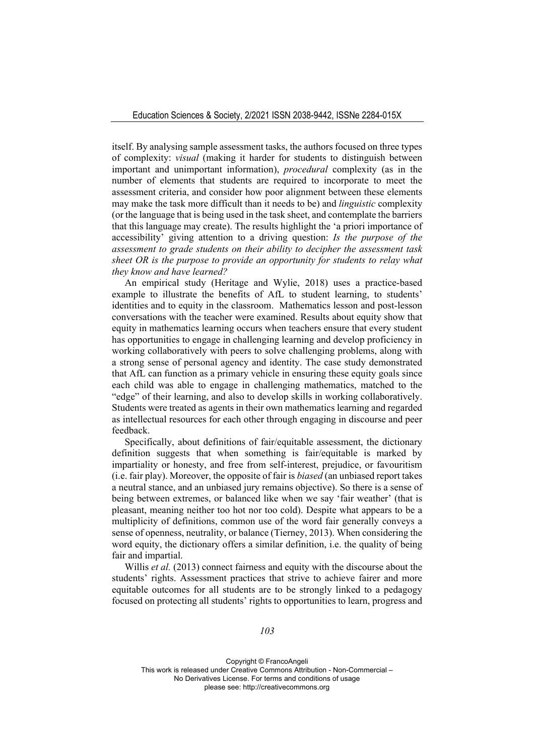itself. By analysing sample assessment tasks, the authors focused on three types of complexity: *visual* (making it harder for students to distinguish between important and unimportant information), *procedural* complexity (as in the number of elements that students are required to incorporate to meet the assessment criteria, and consider how poor alignment between these elements may make the task more difficult than it needs to be) and *linguistic* complexity (or the language that is being used in the task sheet, and contemplate the barriers that this language may create). The results highlight the 'a priori importance of accessibility' giving attention to a driving question: *Is the purpose of the assessment to grade students on their ability to decipher the assessment task sheet OR is the purpose to provide an opportunity for students to relay what they know and have learned?*

An empirical study (Heritage and Wylie, 2018) uses a practice-based example to illustrate the benefits of AfL to student learning, to students' identities and to equity in the classroom. Mathematics lesson and post-lesson conversations with the teacher were examined. Results about equity show that equity in mathematics learning occurs when teachers ensure that every student has opportunities to engage in challenging learning and develop proficiency in working collaboratively with peers to solve challenging problems, along with a strong sense of personal agency and identity. The case study demonstrated that AfL can function as a primary vehicle in ensuring these equity goals since each child was able to engage in challenging mathematics, matched to the "edge" of their learning, and also to develop skills in working collaboratively. Students were treated as agents in their own mathematics learning and regarded as intellectual resources for each other through engaging in discourse and peer feedback.

Specifically, about definitions of fair/equitable assessment, the dictionary definition suggests that when something is fair/equitable is marked by impartiality or honesty, and free from self-interest, prejudice, or favouritism (i.e. fair play). Moreover, the opposite of fair is *biased* (an unbiased report takes a neutral stance, and an unbiased jury remains objective). So there is a sense of being between extremes, or balanced like when we say 'fair weather' (that is pleasant, meaning neither too hot nor too cold). Despite what appears to be a multiplicity of definitions, common use of the word fair generally conveys a sense of openness, neutrality, or balance (Tierney, 2013). When considering the word equity, the dictionary offers a similar definition, i.e. the quality of being fair and impartial.

Willis *et al.* (2013) connect fairness and equity with the discourse about the students' rights. Assessment practices that strive to achieve fairer and more equitable outcomes for all students are to be strongly linked to a pedagogy focused on protecting all students' rights to opportunities to learn, progress and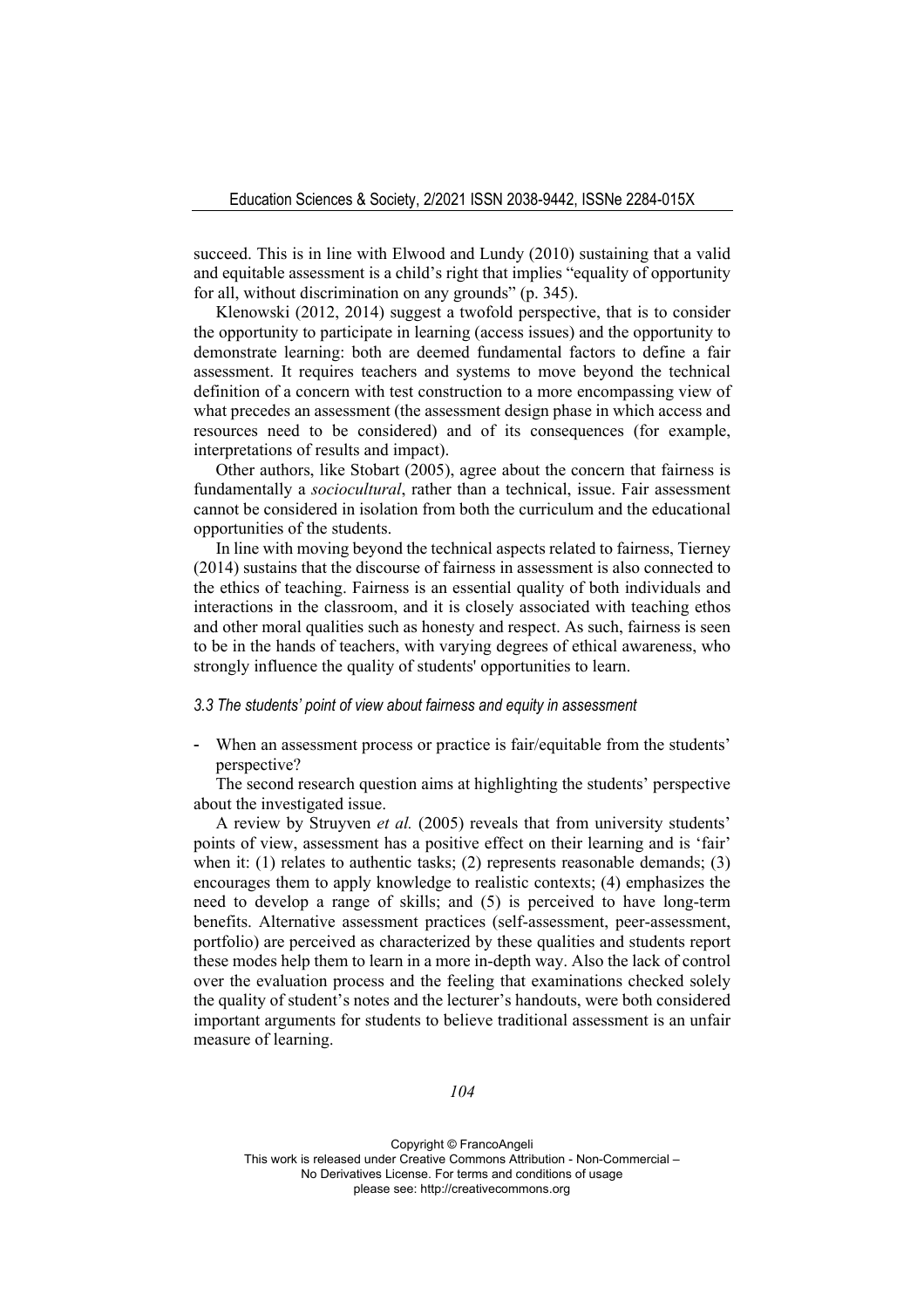succeed. This is in line with Elwood and Lundy (2010) sustaining that a valid and equitable assessment is a child's right that implies "equality of opportunity for all, without discrimination on any grounds" (p. 345).

Klenowski (2012, 2014) suggest a twofold perspective, that is to consider the opportunity to participate in learning (access issues) and the opportunity to demonstrate learning: both are deemed fundamental factors to define a fair assessment. It requires teachers and systems to move beyond the technical definition of a concern with test construction to a more encompassing view of what precedes an assessment (the assessment design phase in which access and resources need to be considered) and of its consequences (for example, interpretations of results and impact).

Other authors, like Stobart (2005), agree about the concern that fairness is fundamentally a *sociocultural*, rather than a technical, issue. Fair assessment cannot be considered in isolation from both the curriculum and the educational opportunities of the students.

In line with moving beyond the technical aspects related to fairness, Tierney (2014) sustains that the discourse of fairness in assessment is also connected to the ethics of teaching. Fairness is an essential quality of both individuals and interactions in the classroom, and it is closely associated with teaching ethos and other moral qualities such as honesty and respect. As such, fairness is seen to be in the hands of teachers, with varying degrees of ethical awareness, who strongly influence the quality of students' opportunities to learn.

### *3.3 The students' point of view about fairness and equity in assessment*

- When an assessment process or practice is fair/equitable from the students' perspective?

The second research question aims at highlighting the students' perspective about the investigated issue.

A review by Struyven *et al.* (2005) reveals that from university students' points of view, assessment has a positive effect on their learning and is 'fair' when it: (1) relates to authentic tasks; (2) represents reasonable demands; (3) encourages them to apply knowledge to realistic contexts; (4) emphasizes the need to develop a range of skills; and (5) is perceived to have long-term benefits. Alternative assessment practices (self-assessment, peer-assessment, portfolio) are perceived as characterized by these qualities and students report these modes help them to learn in a more in-depth way. Also the lack of control over the evaluation process and the feeling that examinations checked solely the quality of student's notes and the lecturer's handouts, were both considered important arguments for students to believe traditional assessment is an unfair measure of learning.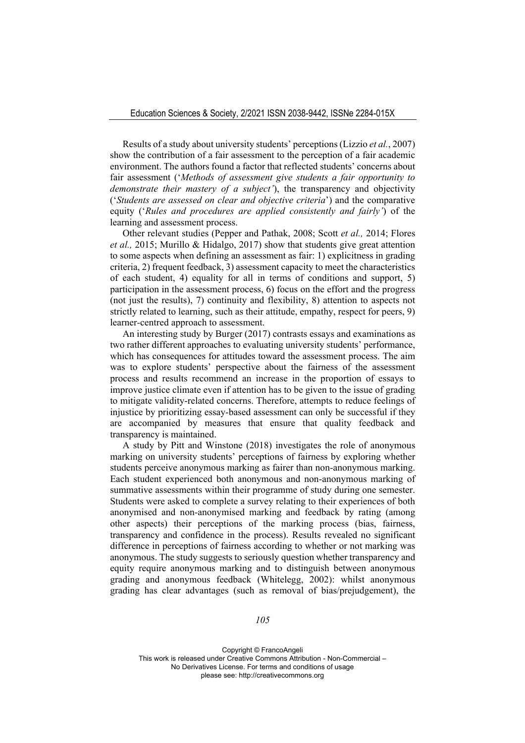Results of a study about university students' perceptions (Lizzio *et al.*, 2007) show the contribution of a fair assessment to the perception of a fair academic environment. The authors found a factor that reflected students' concerns about fair assessment ('*Methods of assessment give students a fair opportunity to demonstrate their mastery of a subject'*), the transparency and objectivity ('*Students are assessed on clear and objective criteria*') and the comparative equity ('*Rules and procedures are applied consistently and fairly'*) of the learning and assessment process.

Other relevant studies (Pepper and Pathak, 2008; Scott *et al.,* 2014; Flores *et al.,* 2015; Murillo & Hidalgo, 2017) show that students give great attention to some aspects when defining an assessment as fair: 1) explicitness in grading criteria, 2) frequent feedback, 3) assessment capacity to meet the characteristics of each student, 4) equality for all in terms of conditions and support, 5) participation in the assessment process, 6) focus on the effort and the progress (not just the results), 7) continuity and flexibility, 8) attention to aspects not strictly related to learning, such as their attitude, empathy, respect for peers, 9) learner-centred approach to assessment.

An interesting study by Burger (2017) contrasts essays and examinations as two rather different approaches to evaluating university students' performance, which has consequences for attitudes toward the assessment process. The aim was to explore students' perspective about the fairness of the assessment process and results recommend an increase in the proportion of essays to improve justice climate even if attention has to be given to the issue of grading to mitigate validity-related concerns. Therefore, attempts to reduce feelings of injustice by prioritizing essay-based assessment can only be successful if they are accompanied by measures that ensure that quality feedback and transparency is maintained.

A study by Pitt and Winstone (2018) investigates the role of anonymous marking on university students' perceptions of fairness by exploring whether students perceive anonymous marking as fairer than non-anonymous marking. Each student experienced both anonymous and non-anonymous marking of summative assessments within their programme of study during one semester. Students were asked to complete a survey relating to their experiences of both anonymised and non-anonymised marking and feedback by rating (among other aspects) their perceptions of the marking process (bias, fairness, transparency and confidence in the process). Results revealed no significant difference in perceptions of fairness according to whether or not marking was anonymous. The study suggests to seriously question whether transparency and equity require anonymous marking and to distinguish between anonymous grading and anonymous feedback (Whitelegg, 2002): whilst anonymous grading has clear advantages (such as removal of bias/prejudgement), the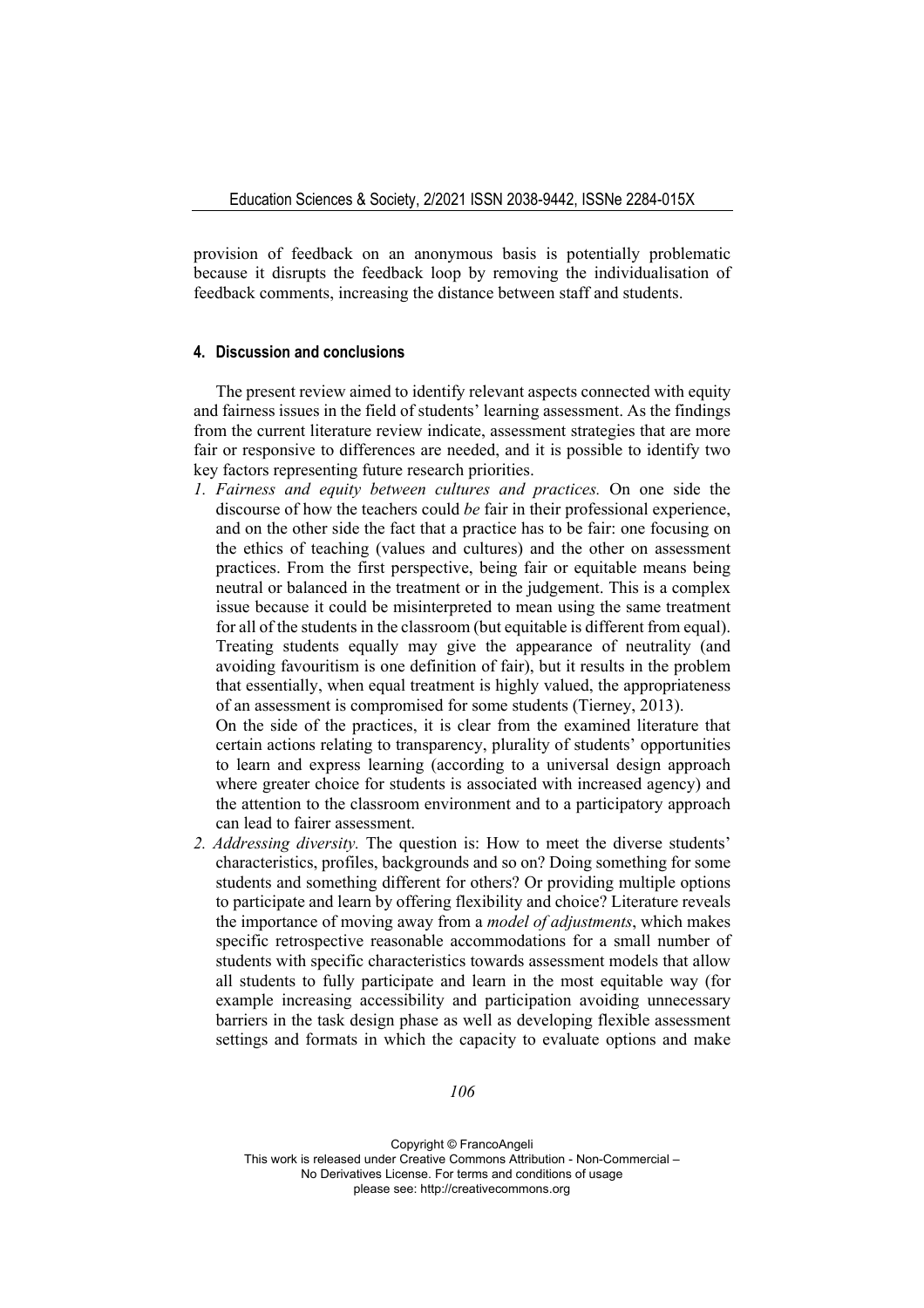provision of feedback on an anonymous basis is potentially problematic because it disrupts the feedback loop by removing the individualisation of feedback comments, increasing the distance between staff and students.

## 4. Discussion and conclusions

The present review aimed to identify relevant aspects connected with equity and fairness issues in the field of students' learning assessment. As the findings from the current literature review indicate, assessment strategies that are more fair or responsive to differences are needed, and it is possible to identify two key factors representing future research priorities.

1. *Fairness and equity between cultures and practices.* On one side the discourse of how the teachers could *be* fair in their professional experience, and on the other side the fact that a practice has to be fair: one focusing on the ethics of teaching (values and cultures) and the other on assessment practices. From the first perspective, being fair or equitable means being neutral or balanced in the treatment or in the judgement. This is a complex issue because it could be misinterpreted to mean using the same treatment for all of the students in the classroom (but equitable is different from equal). Treating students equally may give the appearance of neutrality (and avoiding favouritism is one definition of fair), but it results in the problem that essentially, when equal treatment is highly valued, the appropriateness of an assessment is compromised for some students (Tierney, 2013).

   On the side of the practices, it is clear from the examined literature that certain actions relating to transparency, plurality of students' opportunities to learn and express learning (according to a universal design approach where greater choice for students is associated with increased agency) and the attention to the classroom environment and to a participatory approach can lead to fairer assessment.

2. *Addressing diversity.* The question is: How to meet the diverse students' characteristics, profiles, backgrounds and so on? Doing something for some students and something different for others? Or providing multiple options to participate and learn by offering flexibility and choice? Literature reveals the importance of moving away from a *model of adjustments*, which makes specific retrospective reasonable accommodations for a small number of students with specific characteristics towards assessment models that allow all students to fully participate and learn in the most equitable way (for example increasing accessibility and participation avoiding unnecessary barriers in the task design phase as well as developing flexible assessment settings and formats in which the capacity to evaluate options and make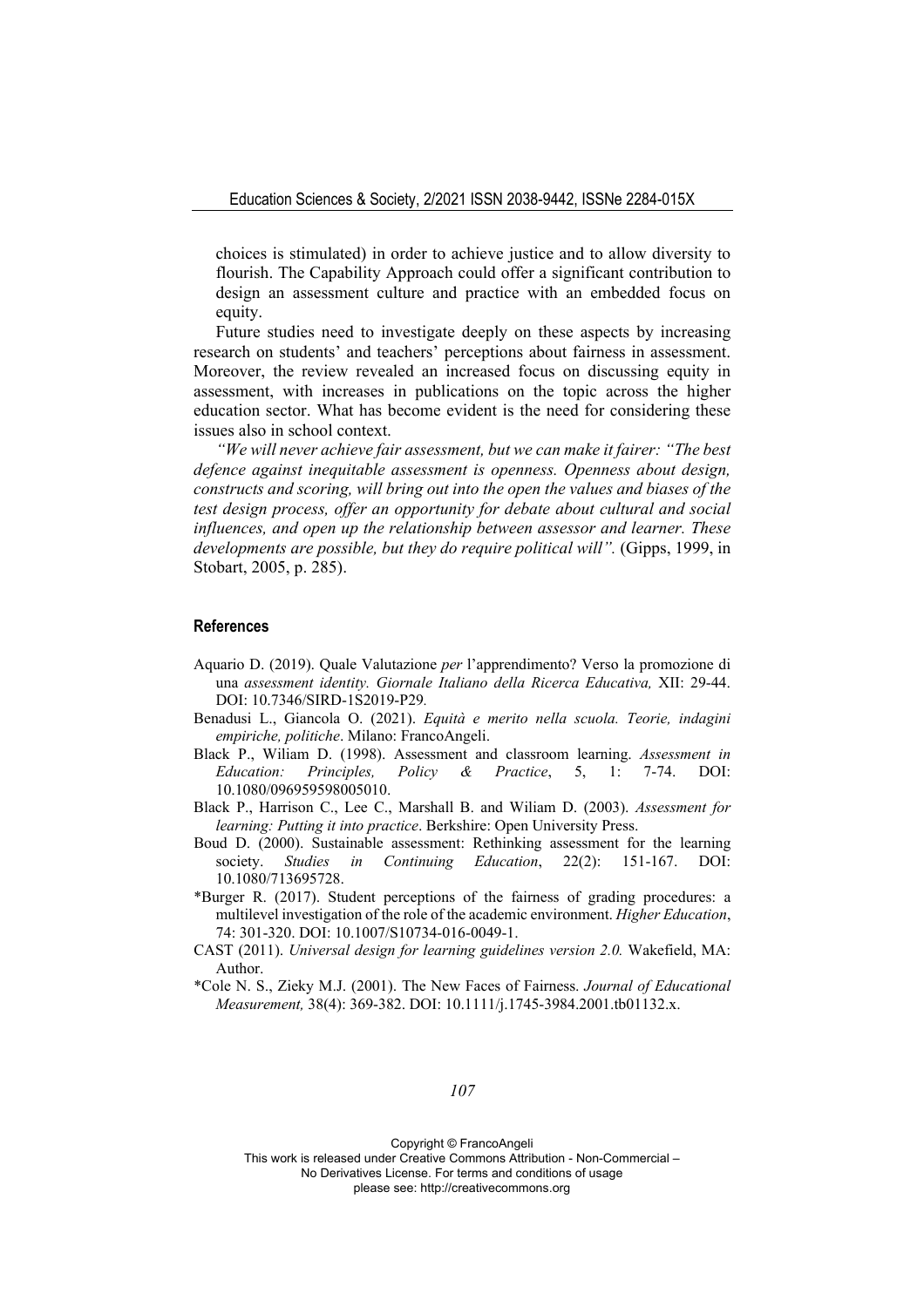choices is stimulated) in order to achieve justice and to allow diversity to flourish. The Capability Approach could offer a significant contribution to design an assessment culture and practice with an embedded focus on equity.

Future studies need to investigate deeply on these aspects by increasing research on students' and teachers' perceptions about fairness in assessment. Moreover, the review revealed an increased focus on discussing equity in assessment, with increases in publications on the topic across the higher education sector. What has become evident is the need for considering these issues also in school context.

*"We will never achieve fair assessment, but we can make it fairer: "The best defence against inequitable assessment is openness. Openness about design, constructs and scoring, will bring out into the open the values and biases of the test design process, offer an opportunity for debate about cultural and social influences, and open up the relationship between assessor and learner. These developments are possible, but they do require political will".* (Gipps, 1999, in Stobart, 2005, p. 285).

## References

Aquario D. (2019). Quale Valutazione *per* l'apprendimento? Verso la promozione di una *assessment identity. Giornale Italiano della Ricerca Educativa,* XII: 29-44. DOI: 10.7346/SIRD-1S2019-P29*.*

Benadusi L., Giancola O. (2021). *Equità e merito nella scuola. Teorie, indagini empiriche, politiche*. Milano: FrancoAngeli.

Black P., Wiliam D. (1998). Assessment and classroom learning. *Assessment in Education: Principles, Policy & Practice*, 5, 1: 7-74. DOI: 10.1080/0969595980050102.

Black P., Harrison C., Lee C., Marshall B. and Wiliam D. (2003). *Assessment for learning: Putting it into practice*. Berkshire: Open University Press.

Boud D. (2000). Sustainable assessment: Rethinking assessment for the learning society. *Studies in Continuing Education*, 22(2): 151-167. DOI: 10.1080/713695728.

*Burger R. (2017). Student perceptions of the fairness of grading procedures: a multilevel investigation of the role of the academic environment. *Higher Education*, 74: 301-320. DOI: 10.1007/S10734-016-0049-1.

CAST (2011). *Universal design for learning guidelines version 2.0.* Wakefield, MA: Author.

*Cole N. S., Zieky M.J. (2001). The New Faces of Fairness. *Journal of Educational Measurement,* 38(4): 369-382. DOI: 10.1111/j.1745-3984.2001.tb01132.x.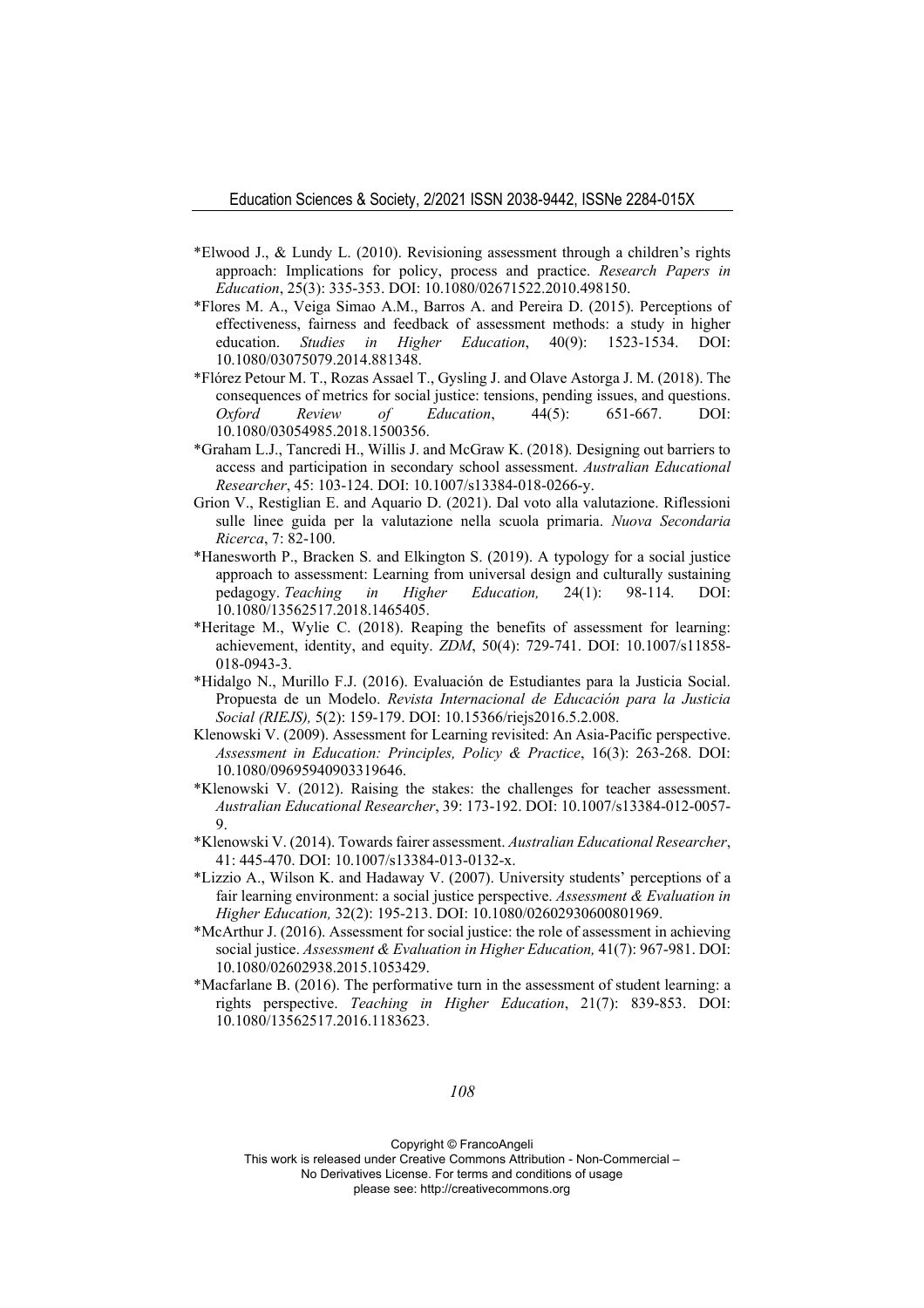*Elwood J., & Lundy L. (2010). Revisioning assessment through a children's rights approach: Implications for policy, process and practice. *Research Papers in Education*, 25(3): 335-353. DOI: 10.1080/02671522.2010.498150.

*Flores M. A., Veiga Simao A.M., Barros A. and Pereira D. (2015). Perceptions of effectiveness, fairness and feedback of assessment methods: a study in higher education. *Studies in Higher Education*, 40(9): 1523-1534. DOI: 10.1080/03075079.2014.881348.

*Flórez Petour M. T., Rozas Assael T., Gysling J. and Olave Astorga J. M. (2018). The consequences of metrics for social justice: tensions, pending issues, and questions. *Oxford Review of Education*, 44(5): 651-667. DOI: 10.1080/03054985.2018.1500356.

*Graham L.J., Tancredi H., Willis J. and McGraw K. (2018). Designing out barriers to access and participation in secondary school assessment. *Australian Educational Researcher*, 45: 103-124. DOI: 10.1007/s13384-018-0266-y.

Grion V., Restiglian E. and Aquario D. (2021). Dal voto alla valutazione. Riflessioni sulle linee guida per la valutazione nella scuola primaria. *Nuova Secondaria Ricerca*, 7: 82-100.

*Hanesworth P., Bracken S. and Elkington S. (2019). A typology for a social justice approach to assessment: Learning from universal design and culturally sustaining pedagogy. *Teaching in Higher Education,* 24(1): 98-114. DOI: 10.1080/13562517.2018.1465405.

*Heritage M., Wylie C. (2018). Reaping the benefits of assessment for learning: achievement, identity, and equity. *ZDM*, 50(4): 729-741. DOI: 10.1007/s11858-018-0943-3.

*Hidalgo N., Murillo F.J. (2016). Evaluación de Estudiantes para la Justicia Social. Propuesta de un Modelo. *Revista Internacional de Educación para la Justicia Social (RIEJS),* 5(2): 159-179. DOI: 10.15366/riejs2016.5.2.008.

Klenowski V. (2009). Assessment for Learning revisited: An Asia-Pacific perspective. *Assessment in Education: Principles, Policy & Practice*, 16(3): 263-268. DOI: 10.1080/09695940903319646.

*Klenowski V. (2012). Raising the stakes: the challenges for teacher assessment. *Australian Educational Researcher*, 39: 173-192. DOI: 10.1007/s13384-012-0057-9.

*Klenowski V. (2014). Towards fairer assessment. *Australian Educational Researcher*, 41: 445-470. DOI: 10.1007/s13384-013-0132-x.

*Lizzio A., Wilson K. and Hadaway V. (2007). University students' perceptions of a fair learning environment: a social justice perspective. *Assessment & Evaluation in Higher Education,* 32(2): 195-213. DOI: 10.1080/02602930600801969.

*McArthur J. (2016). Assessment for social justice: the role of assessment in achieving social justice. *Assessment & Evaluation in Higher Education,* 41(7): 967-981. DOI: 10.1080/02602938.2015.1053429.

*Macfarlane B. (2016). The performative turn in the assessment of student learning: a rights perspective. *Teaching in Higher Education*, 21(7): 839-853. DOI: 10.1080/13562517.2016.1183623.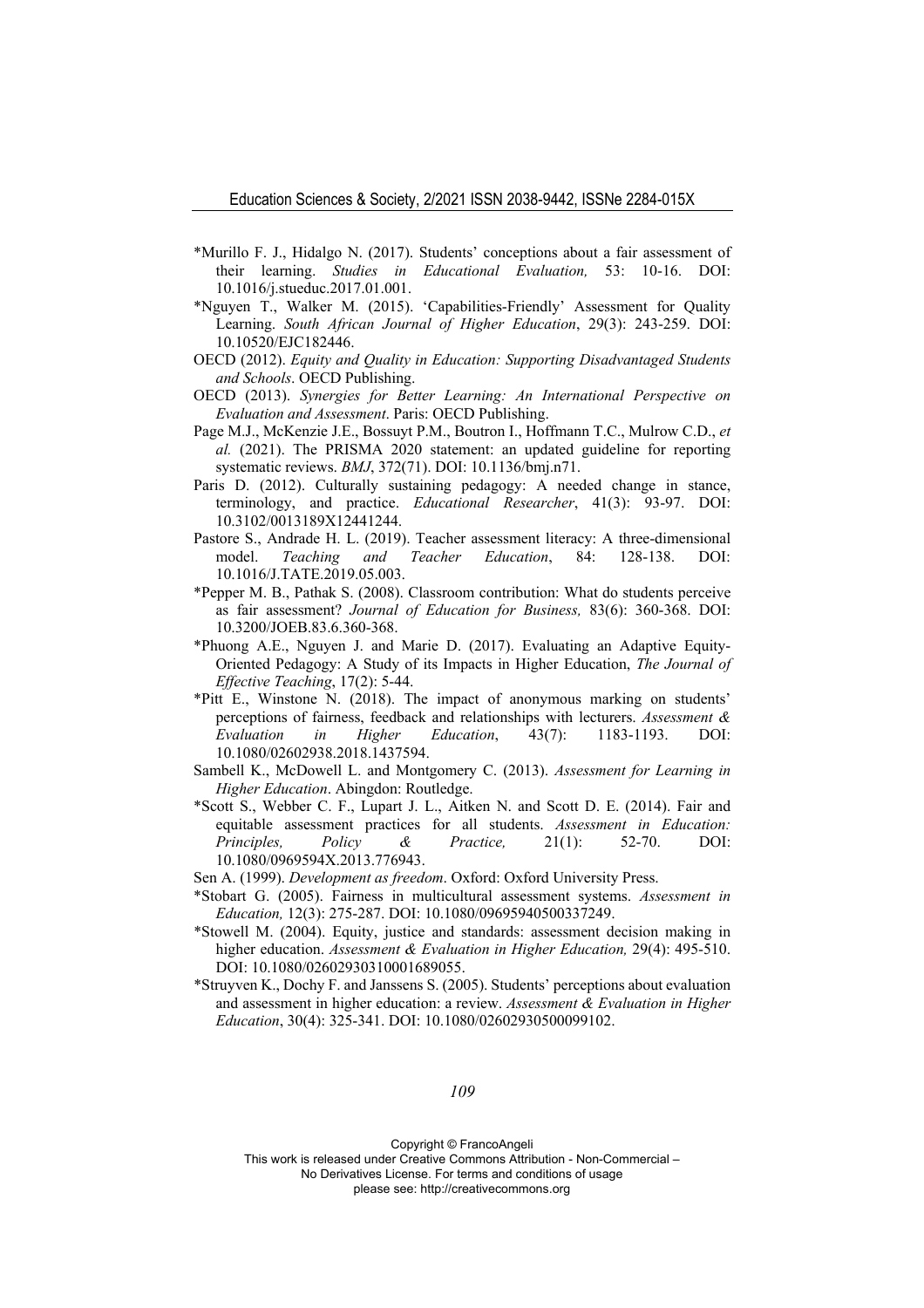*Murillo F. J., Hidalgo N. (2017). Students' conceptions about a fair assessment of their learning. *Studies in Educational Evaluation,* 53: 10-16. DOI: 10.1016/j.stueduc.2017.01.001.

*Nguyen T., Walker M. (2015). 'Capabilities-Friendly' Assessment for Quality Learning. *South African Journal of Higher Education*, 29(3): 243-259. DOI: 10.10520/EJC182446.

OECD (2012). *Equity and Quality in Education: Supporting Disadvantaged Students and Schools*. OECD Publishing.

OECD (2013). *Synergies for Better Learning: An International Perspective on Evaluation and Assessment*. Paris: OECD Publishing.

Page M.J., McKenzie J.E., Bossuyt P.M., Boutron I., Hoffmann T.C., Mulrow C.D., *et al.* (2021). The PRISMA 2020 statement: an updated guideline for reporting systematic reviews. *BMJ*, 372(71). DOI: 10.1136/bmj.n71.

Paris D. (2012). Culturally sustaining pedagogy: A needed change in stance, terminology, and practice. *Educational Researcher*, 41(3): 93-97. DOI: 10.3102/0013189X12441244.

Pastore S., Andrade H. L. (2019). Teacher assessment literacy: A three-dimensional model. *Teaching and Teacher Education*, 84: 128-138. DOI: 10.1016/J.TATE.2019.05.003.

*Pepper M. B., Pathak S. (2008). Classroom contribution: What do students perceive as fair assessment? *Journal of Education for Business,* 83(6): 360-368. DOI: 10.3200/JOEB.83.6.360-368.

*Phuong A.E., Nguyen J. and Marie D. (2017). Evaluating an Adaptive Equity-Oriented Pedagogy: A Study of its Impacts in Higher Education, *The Journal of Effective Teaching*, 17(2): 5-44.

*Pitt E., Winstone N. (2018). The impact of anonymous marking on students' perceptions of fairness, feedback and relationships with lecturers. *Assessment & Evaluation in Higher Education*, 43(7): 1183-1193. DOI: 10.1080/02602938.2018.1437594.

Sambell K., McDowell L. and Montgomery C. (2013). *Assessment for Learning in Higher Education*. Abingdon: Routledge.

*Scott S., Webber C. F., Lupart J. L., Aitken N. and Scott D. E. (2014). Fair and equitable assessment practices for all students. *Assessment in Education: Principles, Policy & Practice,* 21(1): 52-70. DOI: 10.1080/0969594X.2013.776943.

Sen A. (1999). *Development as freedom*. Oxford: Oxford University Press.

*Stobart G. (2005). Fairness in multicultural assessment systems. *Assessment in Education,* 12(3): 275-287. DOI: 10.1080/09695940500337249.

*Stowell M. (2004). Equity, justice and standards: assessment decision making in higher education. *Assessment & Evaluation in Higher Education,* 29(4): 495-510. DOI: 10.1080/02602930310001689055.

*Struyven K., Dochy F. and Janssens S. (2005). Students' perceptions about evaluation and assessment in higher education: a review. *Assessment & Evaluation in Higher Education*, 30(4): 325-341. DOI: 10.1080/02602930500099102.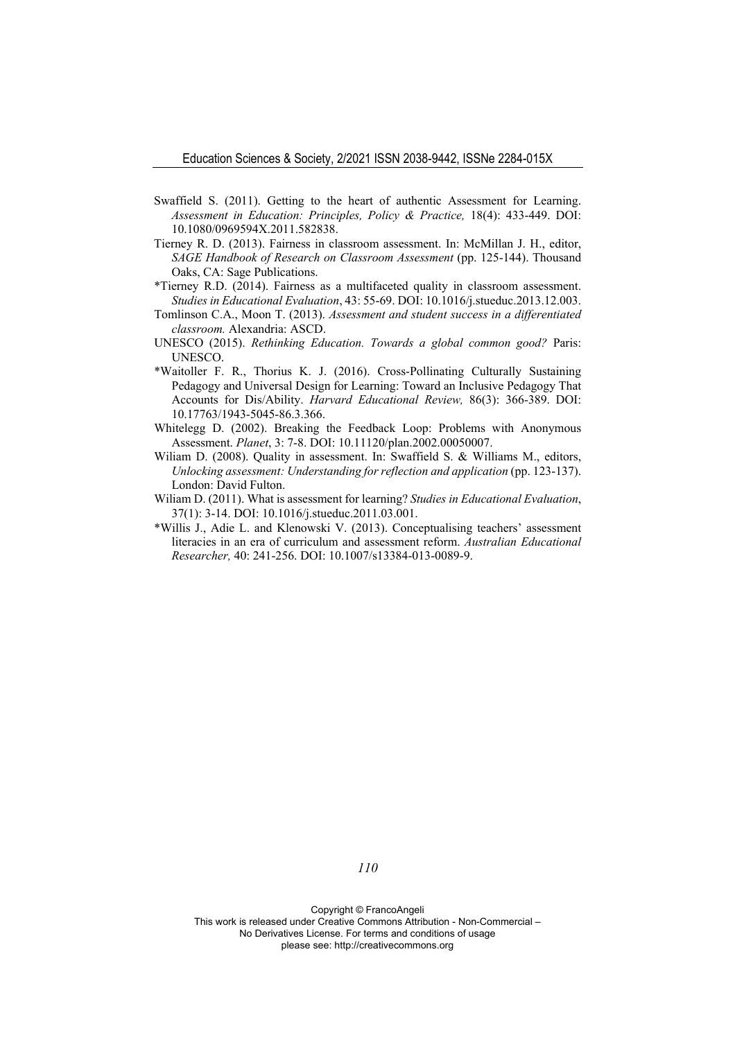Swaffield S. (2011). Getting to the heart of authentic Assessment for Learning. *Assessment in Education: Principles, Policy & Practice,* 18(4): 433-449. DOI: 10.1080/0969594X.2011.582838.

Tierney R. D. (2013). Fairness in classroom assessment. In: McMillan J. H., editor, *SAGE Handbook of Research on Classroom Assessment* (pp. 125-144). Thousand Oaks, CA: Sage Publications.

*Tierney R.D. (2014). Fairness as a multifaceted quality in classroom assessment. *Studies in Educational Evaluation*, 43: 55-69. DOI: 10.1016/j.stueduc.2013.12.003.

Tomlinson C.A., Moon T. (2013). *Assessment and student success in a differentiated classroom.* Alexandria: ASCD.

UNESCO (2015). *Rethinking Education. Towards a global common good?* Paris: UNESCO.

*Waitoller F. R., Thorius K. J. (2016). Cross-Pollinating Culturally Sustaining Pedagogy and Universal Design for Learning: Toward an Inclusive Pedagogy That Accounts for Dis/Ability. *Harvard Educational Review,* 86(3): 366-389. DOI: 10.17763/1943-5045-86.3.366.

Whitelegg D. (2002). Breaking the Feedback Loop: Problems with Anonymous Assessment. *Planet*, 3: 7-8. DOI: 10.11120/plan.2002.00050007.

Wiliam D. (2008). Quality in assessment. In: Swaffield S. & Williams M., editors, *Unlocking assessment: Understanding for reflection and application* (pp. 123-137). London: David Fulton.

Wiliam D. (2011). What is assessment for learning? *Studies in Educational Evaluation*, 37(1): 3-14. DOI: 10.1016/j.stueduc.2011.03.001.

*Willis J., Adie L. and Klenowski V. (2013). Conceptualising teachers' assessment literacies in an era of curriculum and assessment reform. *Australian Educational Researcher,* 40: 241-256. DOI: 10.1007/s13384-013-0089-9.